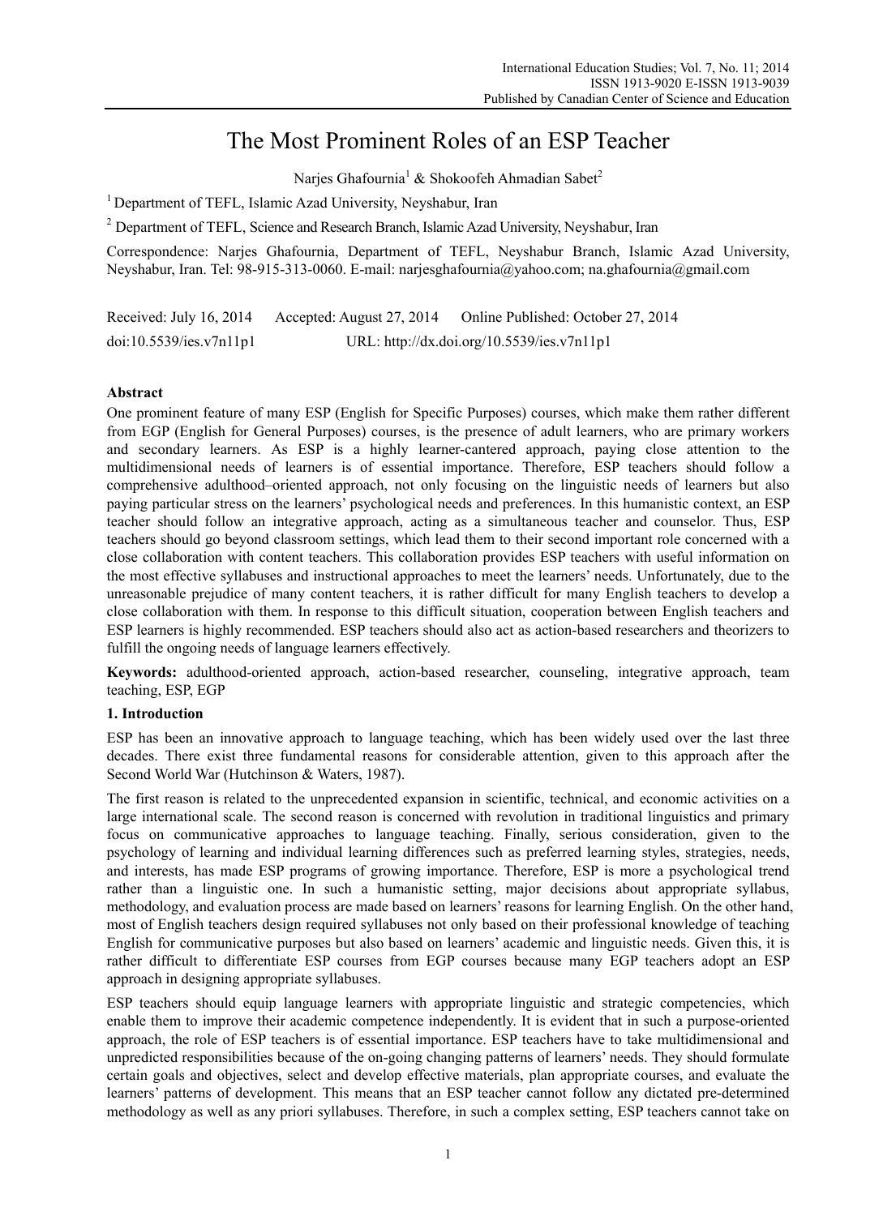# The Most Prominent Roles of an ESP Teacher

Narjes Ghafournia[1] & Shokoofeh Ahmadian Sabet[2]

[1] Department of TEFL, Islamic Azad University, Neyshabur, Iran

[2] Department of TEFL, Science and Research Branch, Islamic Azad University, Neyshabur, Iran

Correspondence: Narjes Ghafournia, Department of TEFL, Neyshabur Branch, Islamic Azad University, Neyshabur, Iran. Tel: 98-915-313-0060. E-mail: narjesghafournia@yahoo.com; na.ghafournia@gmail.com

Received: July 16, 2014 Accepted: August 27, 2014 Online Published: October 27, 2014

doi:10.5539/ies.v7n11p1 URL: http://dx.doi.org/10.5539/ies.v7n11p1

## Abstract

One prominent feature of many ESP (English for Specific Purposes) courses, which make them rather different from EGP (English for General Purposes) courses, is the presence of adult learners, who are primary workers and secondary learners. As ESP is a highly learner-cantered approach, paying close attention to the multidimensional needs of learners is of essential importance. Therefore, ESP teachers should follow a comprehensive adulthood–oriented approach, not only focusing on the linguistic needs of learners but also paying particular stress on the learners' psychological needs and preferences. In this humanistic context, an ESP teacher should follow an integrative approach, acting as a simultaneous teacher and counselor. Thus, ESP teachers should go beyond classroom settings, which lead them to their second important role concerned with a close collaboration with content teachers. This collaboration provides ESP teachers with useful information on the most effective syllabuses and instructional approaches to meet the learners' needs. Unfortunately, due to the unreasonable prejudice of many content teachers, it is rather difficult for many English teachers to develop a close collaboration with them. In response to this difficult situation, cooperation between English teachers and ESP learners is highly recommended. ESP teachers should also act as action-based researchers and theorizers to fulfill the ongoing needs of language learners effectively.

**Keywords:** adulthood-oriented approach, action-based researcher, counseling, integrative approach, team teaching, ESP, EGP

## 1. Introduction

ESP has been an innovative approach to language teaching, which has been widely used over the last three decades. There exist three fundamental reasons for considerable attention, given to this approach after the Second World War (Hutchinson & Waters, 1987).

The first reason is related to the unprecedented expansion in scientific, technical, and economic activities on a large international scale. The second reason is concerned with revolution in traditional linguistics and primary focus on communicative approaches to language teaching. Finally, serious consideration, given to the psychology of learning and individual learning differences such as preferred learning styles, strategies, needs, and interests, has made ESP programs of growing importance. Therefore, ESP is more a psychological trend rather than a linguistic one. In such a humanistic setting, major decisions about appropriate syllabus, methodology, and evaluation process are made based on learners' reasons for learning English. On the other hand, most of English teachers design required syllabuses not only based on their professional knowledge of teaching English for communicative purposes but also based on learners' academic and linguistic needs. Given this, it is rather difficult to differentiate ESP courses from EGP courses because many EGP teachers adopt an ESP approach in designing appropriate syllabuses.

ESP teachers should equip language learners with appropriate linguistic and strategic competencies, which enable them to improve their academic competence independently. It is evident that in such a purpose-oriented approach, the role of ESP teachers is of essential importance. ESP teachers have to take multidimensional and unpredicted responsibilities because of the on-going changing patterns of learners' needs. They should formulate certain goals and objectives, select and develop effective materials, plan appropriate courses, and evaluate the learners' patterns of development. This means that an ESP teacher cannot follow any dictated pre-determined methodology as well as any priori syllabuses. Therefore, in such a complex setting, ESP teachers cannot take on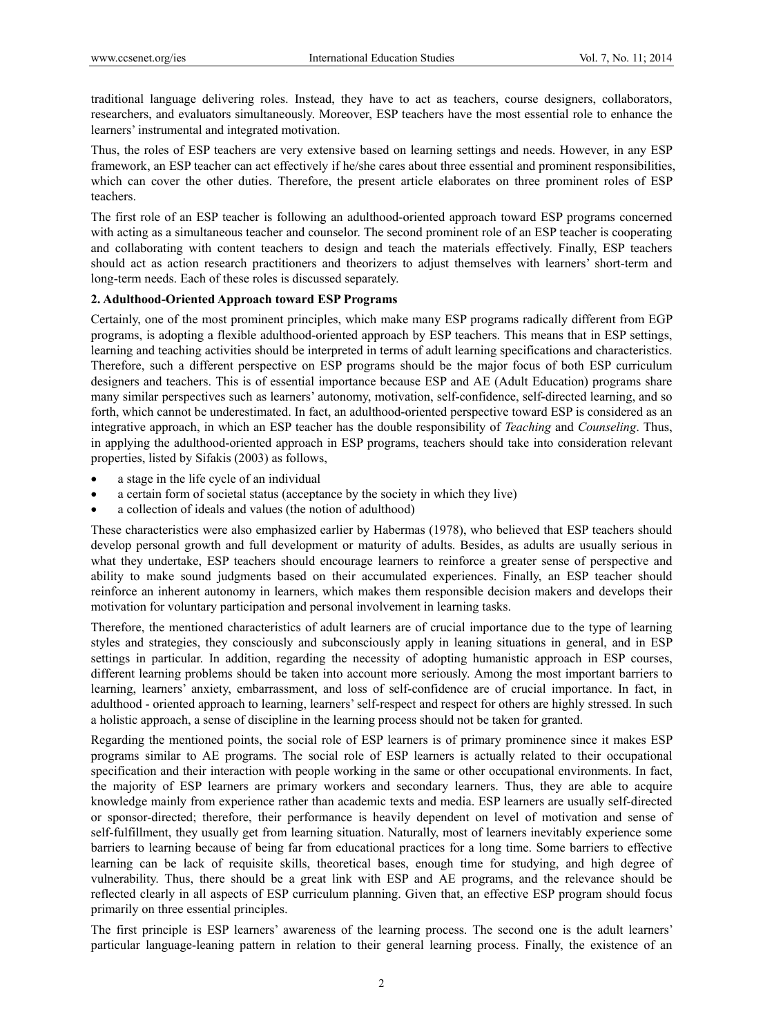traditional language delivering roles. Instead, they have to act as teachers, course designers, collaborators, researchers, and evaluators simultaneously. Moreover, ESP teachers have the most essential role to enhance the learners' instrumental and integrated motivation.

Thus, the roles of ESP teachers are very extensive based on learning settings and needs. However, in any ESP framework, an ESP teacher can act effectively if he/she cares about three essential and prominent responsibilities, which can cover the other duties. Therefore, the present article elaborates on three prominent roles of ESP teachers.

The first role of an ESP teacher is following an adulthood-oriented approach toward ESP programs concerned with acting as a simultaneous teacher and counselor. The second prominent role of an ESP teacher is cooperating and collaborating with content teachers to design and teach the materials effectively. Finally, ESP teachers should act as action research practitioners and theorizers to adjust themselves with learners' short-term and long-term needs. Each of these roles is discussed separately.

## 2. Adulthood-Oriented Approach toward ESP Programs

Certainly, one of the most prominent principles, which make many ESP programs radically different from EGP programs, is adopting a flexible adulthood-oriented approach by ESP teachers. This means that in ESP settings, learning and teaching activities should be interpreted in terms of adult learning specifications and characteristics. Therefore, such a different perspective on ESP programs should be the major focus of both ESP curriculum designers and teachers. This is of essential importance because ESP and AE (Adult Education) programs share many similar perspectives such as learners' autonomy, motivation, self-confidence, self-directed learning, and so forth, which cannot be underestimated. In fact, an adulthood-oriented perspective toward ESP is considered as an integrative approach, in which an ESP teacher has the double responsibility of *Teaching* and *Counseling*. Thus, in applying the adulthood-oriented approach in ESP programs, teachers should take into consideration relevant properties, listed by Sifakis (2003) as follows,

- a stage in the life cycle of an individual
- a certain form of societal status (acceptance by the society in which they live)
- a collection of ideals and values (the notion of adulthood)

These characteristics were also emphasized earlier by Habermas (1978), who believed that ESP teachers should develop personal growth and full development or maturity of adults. Besides, as adults are usually serious in what they undertake, ESP teachers should encourage learners to reinforce a greater sense of perspective and ability to make sound judgments based on their accumulated experiences. Finally, an ESP teacher should reinforce an inherent autonomy in learners, which makes them responsible decision makers and develops their motivation for voluntary participation and personal involvement in learning tasks.

Therefore, the mentioned characteristics of adult learners are of crucial importance due to the type of learning styles and strategies, they consciously and subconsciously apply in leaning situations in general, and in ESP settings in particular. In addition, regarding the necessity of adopting humanistic approach in ESP courses, different learning problems should be taken into account more seriously. Among the most important barriers to learning, learners' anxiety, embarrassment, and loss of self-confidence are of crucial importance. In fact, in adulthood - oriented approach to learning, learners' self-respect and respect for others are highly stressed. In such a holistic approach, a sense of discipline in the learning process should not be taken for granted.

Regarding the mentioned points, the social role of ESP learners is of primary prominence since it makes ESP programs similar to AE programs. The social role of ESP learners is actually related to their occupational specification and their interaction with people working in the same or other occupational environments. In fact, the majority of ESP learners are primary workers and secondary learners. Thus, they are able to acquire knowledge mainly from experience rather than academic texts and media. ESP learners are usually self-directed or sponsor-directed; therefore, their performance is heavily dependent on level of motivation and sense of self-fulfillment, they usually get from learning situation. Naturally, most of learners inevitably experience some barriers to learning because of being far from educational practices for a long time. Some barriers to effective learning can be lack of requisite skills, theoretical bases, enough time for studying, and high degree of vulnerability. Thus, there should be a great link with ESP and AE programs, and the relevance should be reflected clearly in all aspects of ESP curriculum planning. Given that, an effective ESP program should focus primarily on three essential principles.

The first principle is ESP learners' awareness of the learning process. The second one is the adult learners' particular language-leaning pattern in relation to their general learning process. Finally, the existence of an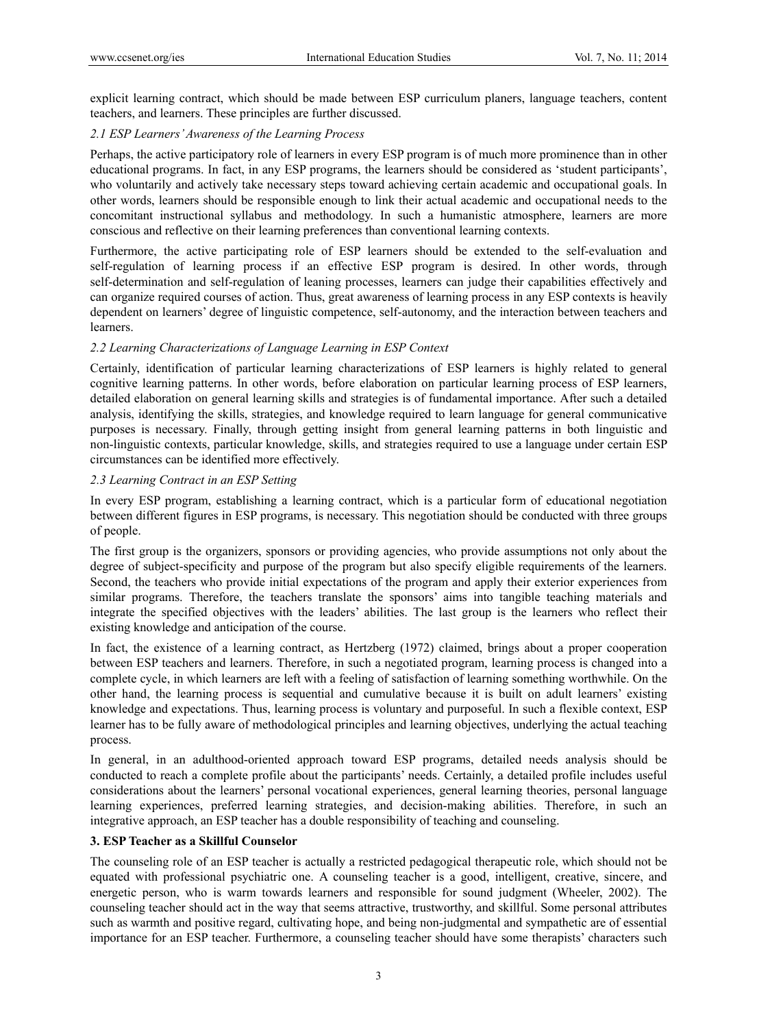explicit learning contract, which should be made between ESP curriculum planers, language teachers, content teachers, and learners. These principles are further discussed.

### *2.1 ESP Learners' Awareness of the Learning Process*

Perhaps, the active participatory role of learners in every ESP program is of much more prominence than in other educational programs. In fact, in any ESP programs, the learners should be considered as 'student participants', who voluntarily and actively take necessary steps toward achieving certain academic and occupational goals. In other words, learners should be responsible enough to link their actual academic and occupational needs to the concomitant instructional syllabus and methodology. In such a humanistic atmosphere, learners are more conscious and reflective on their learning preferences than conventional learning contexts.

Furthermore, the active participating role of ESP learners should be extended to the self-evaluation and self-regulation of learning process if an effective ESP program is desired. In other words, through self-determination and self-regulation of leaning processes, learners can judge their capabilities effectively and can organize required courses of action. Thus, great awareness of learning process in any ESP contexts is heavily dependent on learners' degree of linguistic competence, self-autonomy, and the interaction between teachers and learners.

### *2.2 Learning Characterizations of Language Learning in ESP Context*

Certainly, identification of particular learning characterizations of ESP learners is highly related to general cognitive learning patterns. In other words, before elaboration on particular learning process of ESP learners, detailed elaboration on general learning skills and strategies is of fundamental importance. After such a detailed analysis, identifying the skills, strategies, and knowledge required to learn language for general communicative purposes is necessary. Finally, through getting insight from general learning patterns in both linguistic and non-linguistic contexts, particular knowledge, skills, and strategies required to use a language under certain ESP circumstances can be identified more effectively.

### *2.3 Learning Contract in an ESP Setting*

In every ESP program, establishing a learning contract, which is a particular form of educational negotiation between different figures in ESP programs, is necessary. This negotiation should be conducted with three groups of people.

The first group is the organizers, sponsors or providing agencies, who provide assumptions not only about the degree of subject-specificity and purpose of the program but also specify eligible requirements of the learners. Second, the teachers who provide initial expectations of the program and apply their exterior experiences from similar programs. Therefore, the teachers translate the sponsors' aims into tangible teaching materials and integrate the specified objectives with the leaders' abilities. The last group is the learners who reflect their existing knowledge and anticipation of the course.

In fact, the existence of a learning contract, as Hertzberg (1972) claimed, brings about a proper cooperation between ESP teachers and learners. Therefore, in such a negotiated program, learning process is changed into a complete cycle, in which learners are left with a feeling of satisfaction of learning something worthwhile. On the other hand, the learning process is sequential and cumulative because it is built on adult learners' existing knowledge and expectations. Thus, learning process is voluntary and purposeful. In such a flexible context, ESP learner has to be fully aware of methodological principles and learning objectives, underlying the actual teaching process.

In general, in an adulthood-oriented approach toward ESP programs, detailed needs analysis should be conducted to reach a complete profile about the participants' needs. Certainly, a detailed profile includes useful considerations about the learners' personal vocational experiences, general learning theories, personal language learning experiences, preferred learning strategies, and decision-making abilities. Therefore, in such an integrative approach, an ESP teacher has a double responsibility of teaching and counseling.

## **3. ESP Teacher as a Skillful Counselor**

The counseling role of an ESP teacher is actually a restricted pedagogical therapeutic role, which should not be equated with professional psychiatric one. A counseling teacher is a good, intelligent, creative, sincere, and energetic person, who is warm towards learners and responsible for sound judgment (Wheeler, 2002). The counseling teacher should act in the way that seems attractive, trustworthy, and skillful. Some personal attributes such as warmth and positive regard, cultivating hope, and being non-judgmental and sympathetic are of essential importance for an ESP teacher. Furthermore, a counseling teacher should have some therapists' characters such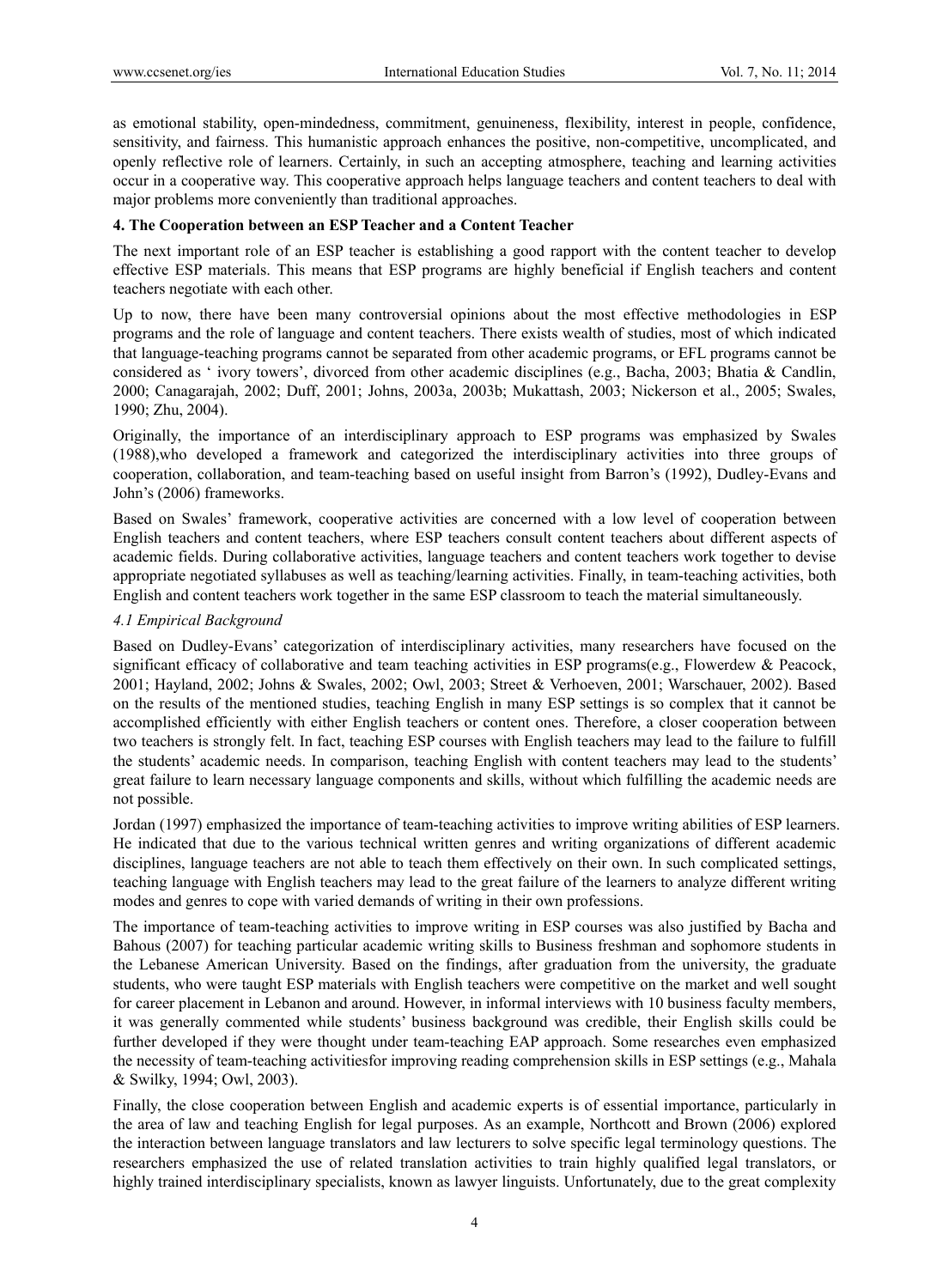as emotional stability, open-mindedness, commitment, genuineness, flexibility, interest in people, confidence, sensitivity, and fairness. This humanistic approach enhances the positive, non-competitive, uncomplicated, and openly reflective role of learners. Certainly, in such an accepting atmosphere, teaching and learning activities occur in a cooperative way. This cooperative approach helps language teachers and content teachers to deal with major problems more conveniently than traditional approaches.

## 4. The Cooperation between an ESP Teacher and a Content Teacher

The next important role of an ESP teacher is establishing a good rapport with the content teacher to develop effective ESP materials. This means that ESP programs are highly beneficial if English teachers and content teachers negotiate with each other.

Up to now, there have been many controversial opinions about the most effective methodologies in ESP programs and the role of language and content teachers. There exists wealth of studies, most of which indicated that language-teaching programs cannot be separated from other academic programs, or EFL programs cannot be considered as ' ivory towers', divorced from other academic disciplines (e.g., Bacha, 2003; Bhatia & Candlin, 2000; Canagarajah, 2002; Duff, 2001; Johns, 2003a, 2003b; Mukattash, 2003; Nickerson et al., 2005; Swales, 1990; Zhu, 2004).

Originally, the importance of an interdisciplinary approach to ESP programs was emphasized by Swales (1988),who developed a framework and categorized the interdisciplinary activities into three groups of cooperation, collaboration, and team-teaching based on useful insight from Barron's (1992), Dudley-Evans and John's (2006) frameworks.

Based on Swales' framework, cooperative activities are concerned with a low level of cooperation between English teachers and content teachers, where ESP teachers consult content teachers about different aspects of academic fields. During collaborative activities, language teachers and content teachers work together to devise appropriate negotiated syllabuses as well as teaching/learning activities. Finally, in team-teaching activities, both English and content teachers work together in the same ESP classroom to teach the material simultaneously.

### *4.1 Empirical Background*

Based on Dudley-Evans' categorization of interdisciplinary activities, many researchers have focused on the significant efficacy of collaborative and team teaching activities in ESP programs(e.g., Flowerdew & Peacock, 2001; Hayland, 2002; Johns & Swales, 2002; Owl, 2003; Street & Verhoeven, 2001; Warschauer, 2002). Based on the results of the mentioned studies, teaching English in many ESP settings is so complex that it cannot be accomplished efficiently with either English teachers or content ones. Therefore, a closer cooperation between two teachers is strongly felt. In fact, teaching ESP courses with English teachers may lead to the failure to fulfill the students' academic needs. In comparison, teaching English with content teachers may lead to the students' great failure to learn necessary language components and skills, without which fulfilling the academic needs are not possible.

Jordan (1997) emphasized the importance of team-teaching activities to improve writing abilities of ESP learners. He indicated that due to the various technical written genres and writing organizations of different academic disciplines, language teachers are not able to teach them effectively on their own. In such complicated settings, teaching language with English teachers may lead to the great failure of the learners to analyze different writing modes and genres to cope with varied demands of writing in their own professions.

The importance of team-teaching activities to improve writing in ESP courses was also justified by Bacha and Bahous (2007) for teaching particular academic writing skills to Business freshman and sophomore students in the Lebanese American University. Based on the findings, after graduation from the university, the graduate students, who were taught ESP materials with English teachers were competitive on the market and well sought for career placement in Lebanon and around. However, in informal interviews with 10 business faculty members, it was generally commented while students' business background was credible, their English skills could be further developed if they were thought under team-teaching EAP approach. Some researches even emphasized the necessity of team-teaching activitiesfor improving reading comprehension skills in ESP settings (e.g., Mahala & Swilky, 1994; Owl, 2003).

Finally, the close cooperation between English and academic experts is of essential importance, particularly in the area of law and teaching English for legal purposes. As an example, Northcott and Brown (2006) explored the interaction between language translators and law lecturers to solve specific legal terminology questions. The researchers emphasized the use of related translation activities to train highly qualified legal translators, or highly trained interdisciplinary specialists, known as lawyer linguists. Unfortunately, due to the great complexity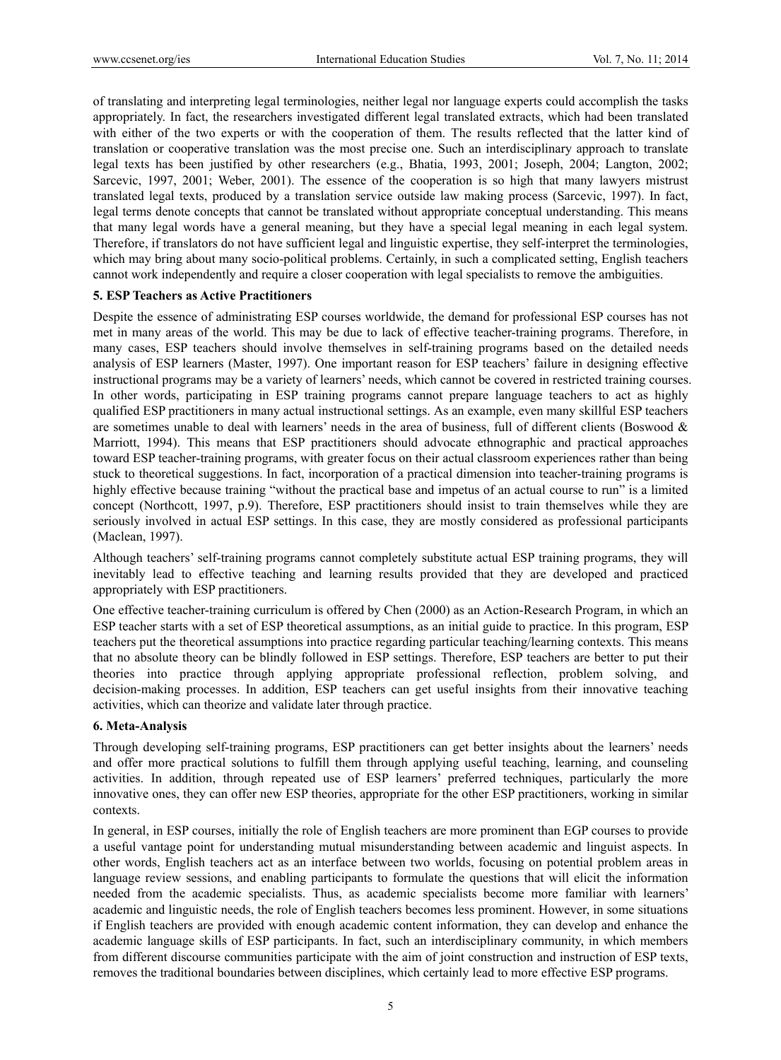of translating and interpreting legal terminologies, neither legal nor language experts could accomplish the tasks appropriately. In fact, the researchers investigated different legal translated extracts, which had been translated with either of the two experts or with the cooperation of them. The results reflected that the latter kind of translation or cooperative translation was the most precise one. Such an interdisciplinary approach to translate legal texts has been justified by other researchers (e.g., Bhatia, 1993, 2001; Joseph, 2004; Langton, 2002; Sarcevic, 1997, 2001; Weber, 2001). The essence of the cooperation is so high that many lawyers mistrust translated legal texts, produced by a translation service outside law making process (Sarcevic, 1997). In fact, legal terms denote concepts that cannot be translated without appropriate conceptual understanding. This means that many legal words have a general meaning, but they have a special legal meaning in each legal system. Therefore, if translators do not have sufficient legal and linguistic expertise, they self-interpret the terminologies, which may bring about many socio-political problems. Certainly, in such a complicated setting, English teachers cannot work independently and require a closer cooperation with legal specialists to remove the ambiguities.

## 5. ESP Teachers as Active Practitioners

Despite the essence of administrating ESP courses worldwide, the demand for professional ESP courses has not met in many areas of the world. This may be due to lack of effective teacher-training programs. Therefore, in many cases, ESP teachers should involve themselves in self-training programs based on the detailed needs analysis of ESP learners (Master, 1997). One important reason for ESP teachers' failure in designing effective instructional programs may be a variety of learners' needs, which cannot be covered in restricted training courses. In other words, participating in ESP training programs cannot prepare language teachers to act as highly qualified ESP practitioners in many actual instructional settings. As an example, even many skillful ESP teachers are sometimes unable to deal with learners' needs in the area of business, full of different clients (Boswood & Marriott, 1994). This means that ESP practitioners should advocate ethnographic and practical approaches toward ESP teacher-training programs, with greater focus on their actual classroom experiences rather than being stuck to theoretical suggestions. In fact, incorporation of a practical dimension into teacher-training programs is highly effective because training "without the practical base and impetus of an actual course to run" is a limited concept (Northcott, 1997, p.9). Therefore, ESP practitioners should insist to train themselves while they are seriously involved in actual ESP settings. In this case, they are mostly considered as professional participants (Maclean, 1997).

Although teachers' self-training programs cannot completely substitute actual ESP training programs, they will inevitably lead to effective teaching and learning results provided that they are developed and practiced appropriately with ESP practitioners.

One effective teacher-training curriculum is offered by Chen (2000) as an Action-Research Program, in which an ESP teacher starts with a set of ESP theoretical assumptions, as an initial guide to practice. In this program, ESP teachers put the theoretical assumptions into practice regarding particular teaching/learning contexts. This means that no absolute theory can be blindly followed in ESP settings. Therefore, ESP teachers are better to put their theories into practice through applying appropriate professional reflection, problem solving, and decision-making processes. In addition, ESP teachers can get useful insights from their innovative teaching activities, which can theorize and validate later through practice.

## 6. Meta-Analysis

Through developing self-training programs, ESP practitioners can get better insights about the learners' needs and offer more practical solutions to fulfill them through applying useful teaching, learning, and counseling activities. In addition, through repeated use of ESP learners' preferred techniques, particularly the more innovative ones, they can offer new ESP theories, appropriate for the other ESP practitioners, working in similar contexts.

In general, in ESP courses, initially the role of English teachers are more prominent than EGP courses to provide a useful vantage point for understanding mutual misunderstanding between academic and linguist aspects. In other words, English teachers act as an interface between two worlds, focusing on potential problem areas in language review sessions, and enabling participants to formulate the questions that will elicit the information needed from the academic specialists. Thus, as academic specialists become more familiar with learners' academic and linguistic needs, the role of English teachers becomes less prominent. However, in some situations if English teachers are provided with enough academic content information, they can develop and enhance the academic language skills of ESP participants. In fact, such an interdisciplinary community, in which members from different discourse communities participate with the aim of joint construction and instruction of ESP texts, removes the traditional boundaries between disciplines, which certainly lead to more effective ESP programs.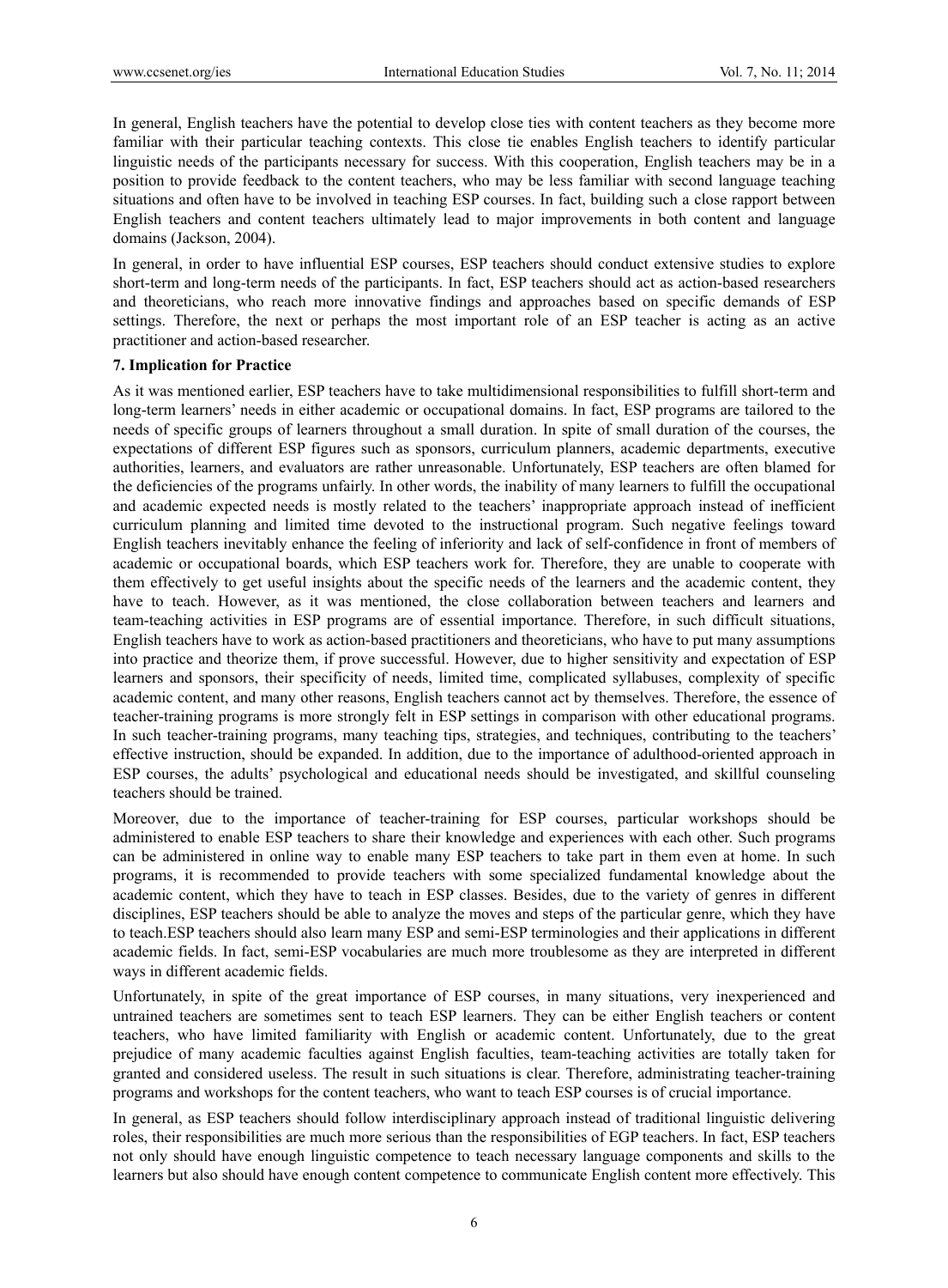In general, English teachers have the potential to develop close ties with content teachers as they become more familiar with their particular teaching contexts. This close tie enables English teachers to identify particular linguistic needs of the participants necessary for success. With this cooperation, English teachers may be in a position to provide feedback to the content teachers, who may be less familiar with second language teaching situations and often have to be involved in teaching ESP courses. In fact, building such a close rapport between English teachers and content teachers ultimately lead to major improvements in both content and language domains (Jackson, 2004).

In general, in order to have influential ESP courses, ESP teachers should conduct extensive studies to explore short-term and long-term needs of the participants. In fact, ESP teachers should act as action-based researchers and theoreticians, who reach more innovative findings and approaches based on specific demands of ESP settings. Therefore, the next or perhaps the most important role of an ESP teacher is acting as an active practitioner and action-based researcher.

## 7. Implication for Practice

As it was mentioned earlier, ESP teachers have to take multidimensional responsibilities to fulfill short-term and long-term learners' needs in either academic or occupational domains. In fact, ESP programs are tailored to the needs of specific groups of learners throughout a small duration. In spite of small duration of the courses, the expectations of different ESP figures such as sponsors, curriculum planners, academic departments, executive authorities, learners, and evaluators are rather unreasonable. Unfortunately, ESP teachers are often blamed for the deficiencies of the programs unfairly. In other words, the inability of many learners to fulfill the occupational and academic expected needs is mostly related to the teachers' inappropriate approach instead of inefficient curriculum planning and limited time devoted to the instructional program. Such negative feelings toward English teachers inevitably enhance the feeling of inferiority and lack of self-confidence in front of members of academic or occupational boards, which ESP teachers work for. Therefore, they are unable to cooperate with them effectively to get useful insights about the specific needs of the learners and the academic content, they have to teach. However, as it was mentioned, the close collaboration between teachers and learners and team-teaching activities in ESP programs are of essential importance. Therefore, in such difficult situations, English teachers have to work as action-based practitioners and theoreticians, who have to put many assumptions into practice and theorize them, if prove successful. However, due to higher sensitivity and expectation of ESP learners and sponsors, their specificity of needs, limited time, complicated syllabuses, complexity of specific academic content, and many other reasons, English teachers cannot act by themselves. Therefore, the essence of teacher-training programs is more strongly felt in ESP settings in comparison with other educational programs. In such teacher-training programs, many teaching tips, strategies, and techniques, contributing to the teachers' effective instruction, should be expanded. In addition, due to the importance of adulthood-oriented approach in ESP courses, the adults' psychological and educational needs should be investigated, and skillful counseling teachers should be trained.

Moreover, due to the importance of teacher-training for ESP courses, particular workshops should be administered to enable ESP teachers to share their knowledge and experiences with each other. Such programs can be administered in online way to enable many ESP teachers to take part in them even at home. In such programs, it is recommended to provide teachers with some specialized fundamental knowledge about the academic content, which they have to teach in ESP classes. Besides, due to the variety of genres in different disciplines, ESP teachers should be able to analyze the moves and steps of the particular genre, which they have to teach.ESP teachers should also learn many ESP and semi-ESP terminologies and their applications in different academic fields. In fact, semi-ESP vocabularies are much more troublesome as they are interpreted in different ways in different academic fields.

Unfortunately, in spite of the great importance of ESP courses, in many situations, very inexperienced and untrained teachers are sometimes sent to teach ESP learners. They can be either English teachers or content teachers, who have limited familiarity with English or academic content. Unfortunately, due to the great prejudice of many academic faculties against English faculties, team-teaching activities are totally taken for granted and considered useless. The result in such situations is clear. Therefore, administrating teacher-training programs and workshops for the content teachers, who want to teach ESP courses is of crucial importance.

In general, as ESP teachers should follow interdisciplinary approach instead of traditional linguistic delivering roles, their responsibilities are much more serious than the responsibilities of EGP teachers. In fact, ESP teachers not only should have enough linguistic competence to teach necessary language components and skills to the learners but also should have enough content competence to communicate English content more effectively. This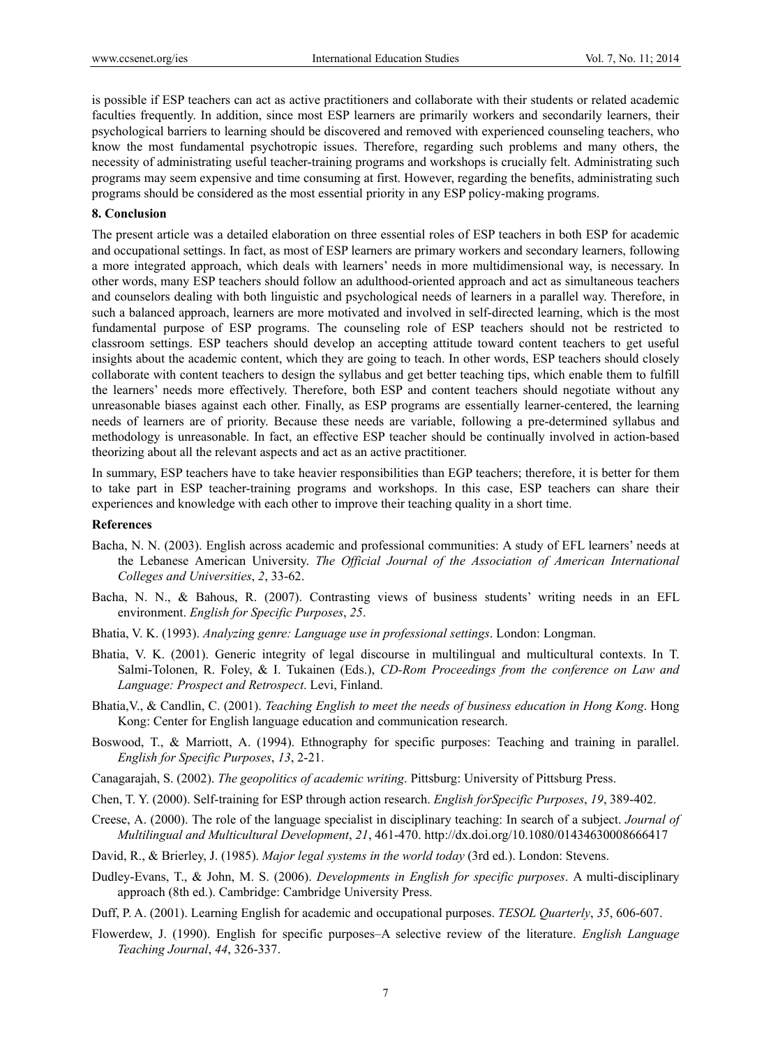is possible if ESP teachers can act as active practitioners and collaborate with their students or related academic faculties frequently. In addition, since most ESP learners are primarily workers and secondarily learners, their psychological barriers to learning should be discovered and removed with experienced counseling teachers, who know the most fundamental psychotropic issues. Therefore, regarding such problems and many others, the necessity of administrating useful teacher-training programs and workshops is crucially felt. Administrating such programs may seem expensive and time consuming at first. However, regarding the benefits, administrating such programs should be considered as the most essential priority in any ESP policy-making programs.

## 8. Conclusion

The present article was a detailed elaboration on three essential roles of ESP teachers in both ESP for academic and occupational settings. In fact, as most of ESP learners are primary workers and secondary learners, following a more integrated approach, which deals with learners' needs in more multidimensional way, is necessary. In other words, many ESP teachers should follow an adulthood-oriented approach and act as simultaneous teachers and counselors dealing with both linguistic and psychological needs of learners in a parallel way. Therefore, in such a balanced approach, learners are more motivated and involved in self-directed learning, which is the most fundamental purpose of ESP programs. The counseling role of ESP teachers should not be restricted to classroom settings. ESP teachers should develop an accepting attitude toward content teachers to get useful insights about the academic content, which they are going to teach. In other words, ESP teachers should closely collaborate with content teachers to design the syllabus and get better teaching tips, which enable them to fulfill the learners' needs more effectively. Therefore, both ESP and content teachers should negotiate without any unreasonable biases against each other. Finally, as ESP programs are essentially learner-centered, the learning needs of learners are of priority. Because these needs are variable, following a pre-determined syllabus and methodology is unreasonable. In fact, an effective ESP teacher should be continually involved in action-based theorizing about all the relevant aspects and act as an active practitioner.

In summary, ESP teachers have to take heavier responsibilities than EGP teachers; therefore, it is better for them to take part in ESP teacher-training programs and workshops. In this case, ESP teachers can share their experiences and knowledge with each other to improve their teaching quality in a short time.

## References

Bacha, N. N. (2003). English across academic and professional communities: A study of EFL learners' needs at the Lebanese American University. *The Official Journal of the Association of American International Colleges and Universities*, *2*, 33-62.

Bacha, N. N., & Bahous, R. (2007). Contrasting views of business students' writing needs in an EFL environment. *English for Specific Purposes*, *25*.

Bhatia, V. K. (1993). *Analyzing genre: Language use in professional settings*. London: Longman.

Bhatia, V. K. (2001). Generic integrity of legal discourse in multilingual and multicultural contexts. In T. Salmi-Tolonen, R. Foley, & I. Tukainen (Eds.), *CD-Rom Proceedings from the conference on Law and Language: Prospect and Retrospect*. Levi, Finland.

Bhatia,V., & Candlin, C. (2001). *Teaching English to meet the needs of business education in Hong Kong*. Hong Kong: Center for English language education and communication research.

Boswood, T., & Marriott, A. (1994). Ethnography for specific purposes: Teaching and training in parallel. *English for Specific Purposes*, *13*, 2-21.

Canagarajah, S. (2002). *The geopolitics of academic writing*. Pittsburg: University of Pittsburg Press.

Chen, T. Y. (2000). Self-training for ESP through action research. *English forSpecific Purposes*, *19*, 389-402.

Creese, A. (2000). The role of the language specialist in disciplinary teaching: In search of a subject. *Journal of Multilingual and Multicultural Development*, *21*, 461-470. http://dx.doi.org/10.1080/01434630008666417

David, R., & Brierley, J. (1985). *Major legal systems in the world today* (3rd ed.). London: Stevens.

Dudley-Evans, T., & John, M. S. (2006). *Developments in English for specific purposes*. A multi-disciplinary approach (8th ed.). Cambridge: Cambridge University Press.

Duff, P. A. (2001). Learning English for academic and occupational purposes. *TESOL Quarterly*, *35*, 606-607.

Flowerdew, J. (1990). English for specific purposes–A selective review of the literature. *English Language Teaching Journal*, *44*, 326-337.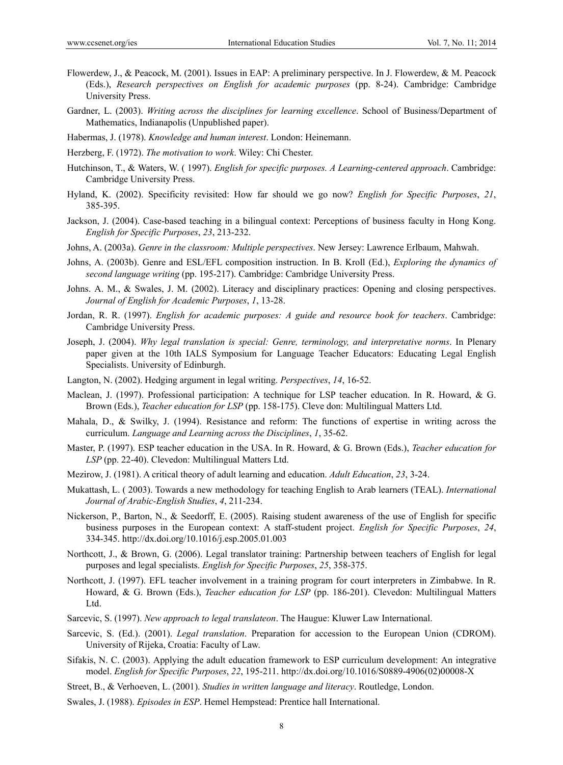Flowerdew, J., & Peacock, M. (2001). Issues in EAP: A preliminary perspective. In J. Flowerdew, & M. Peacock (Eds.), *Research perspectives on English for academic purposes* (pp. 8-24). Cambridge: Cambridge University Press.

Gardner, L. (2003). *Writing across the disciplines for learning excellence*. School of Business/Department of Mathematics, Indianapolis (Unpublished paper).

Habermas, J. (1978). *Knowledge and human interest*. London: Heinemann.

Herzberg, F. (1972). *The motivation to work*. Wiley: Chi Chester.

Hutchinson, T., & Waters, W. ( 1997). *English for specific purposes. A Learning-centered approach*. Cambridge: Cambridge University Press.

Hyland, K. (2002). Specificity revisited: How far should we go now? *English for Specific Purposes*, *21*, 385-395.

Jackson, J. (2004). Case-based teaching in a bilingual context: Perceptions of business faculty in Hong Kong. *English for Specific Purposes*, *23*, 213-232.

Johns, A. (2003a). *Genre in the classroom: Multiple perspectives*. New Jersey: Lawrence Erlbaum, Mahwah.

Johns, A. (2003b). Genre and ESL/EFL composition instruction. In B. Kroll (Ed.), *Exploring the dynamics of second language writing* (pp. 195-217). Cambridge: Cambridge University Press.

Johns. A. M., & Swales, J. M. (2002). Literacy and disciplinary practices: Opening and closing perspectives. *Journal of English for Academic Purposes*, *1*, 13-28.

Jordan, R. R. (1997). *English for academic purposes: A guide and resource book for teachers*. Cambridge: Cambridge University Press.

Joseph, J. (2004). *Why legal translation is special: Genre, terminology, and interpretative norms*. In Plenary paper given at the 10th IALS Symposium for Language Teacher Educators: Educating Legal English Specialists. University of Edinburgh.

Langton, N. (2002). Hedging argument in legal writing. *Perspectives*, *14*, 16-52.

Maclean, J. (1997). Professional participation: A technique for LSP teacher education. In R. Howard, & G. Brown (Eds.), *Teacher education for LSP* (pp. 158-175). Cleve don: Multilingual Matters Ltd.

Mahala, D., & Swilky, J. (1994). Resistance and reform: The functions of expertise in writing across the curriculum. *Language and Learning across the Disciplines*, *1*, 35-62.

Master, P. (1997). ESP teacher education in the USA. In R. Howard, & G. Brown (Eds.), *Teacher education for LSP* (pp. 22-40). Clevedon: Multilingual Matters Ltd.

Mezirow, J. (1981). A critical theory of adult learning and education. *Adult Education*, *23*, 3-24.

Mukattash, L. ( 2003). Towards a new methodology for teaching English to Arab learners (TEAL). *International Journal of Arabic-English Studies*, *4*, 211-234.

Nickerson, P., Barton, N., & Seedorff, E. (2005). Raising student awareness of the use of English for specific business purposes in the European context: A staff-student project. *English for Specific Purposes*, *24*, 334-345. http://dx.doi.org/10.1016/j.esp.2005.01.003

Northcott, J., & Brown, G. (2006). Legal translator training: Partnership between teachers of English for legal purposes and legal specialists. *English for Specific Purposes*, *25*, 358-375.

Northcott, J. (1997). EFL teacher involvement in a training program for court interpreters in Zimbabwe. In R. Howard, & G. Brown (Eds.), *Teacher education for LSP* (pp. 186-201). Clevedon: Multilingual Matters Ltd.

Sarcevic, S. (1997). *New approach to legal translateon*. The Haugue: Kluwer Law International.

Sarcevic, S. (Ed.). (2001). *Legal translation*. Preparation for accession to the European Union (CDROM). University of Rijeka, Croatia: Faculty of Law.

Sifakis, N. C. (2003). Applying the adult education framework to ESP curriculum development: An integrative model. *English for Specific Purposes*, *22*, 195-211. http://dx.doi.org/10.1016/S0889-4906(02)00008-X

Street, B., & Verhoeven, L. (2001). *Studies in written language and literacy*. Routledge, London.

Swales, J. (1988). *Episodes in ESP*. Hemel Hempstead: Prentice hall International.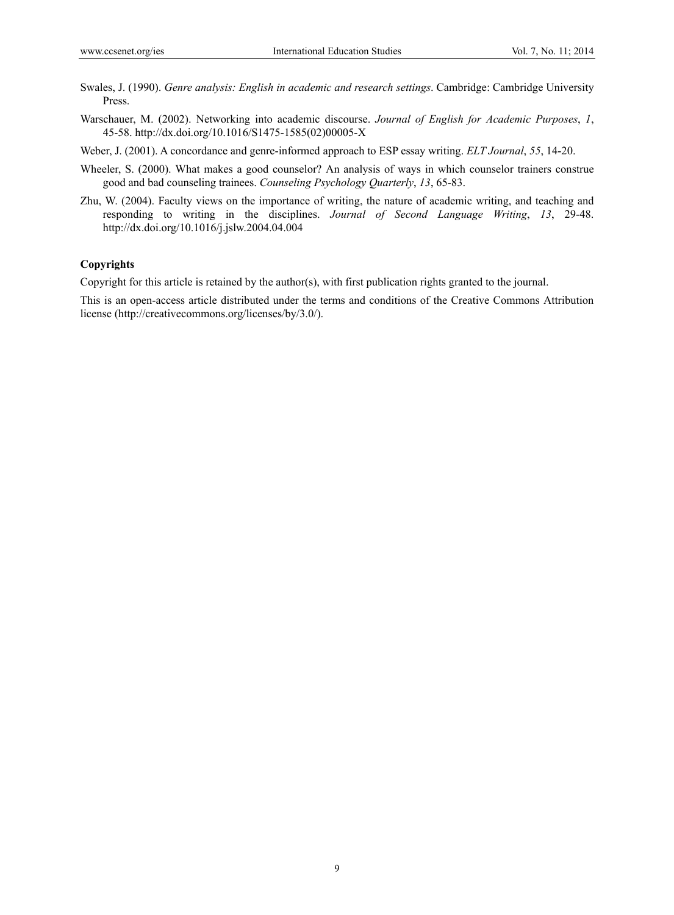Swales, J. (1990). *Genre analysis: English in academic and research settings*. Cambridge: Cambridge University Press.

Warschauer, M. (2002). Networking into academic discourse. *Journal of English for Academic Purposes*, *1*, 45-58. http://dx.doi.org/10.1016/S1475-1585(02)00005-X

Weber, J. (2001). A concordance and genre-informed approach to ESP essay writing. *ELT Journal*, *55*, 14-20.

Wheeler, S. (2000). What makes a good counselor? An analysis of ways in which counselor trainers construe good and bad counseling trainees. *Counseling Psychology Quarterly*, *13*, 65-83.

Zhu, W. (2004). Faculty views on the importance of writing, the nature of academic writing, and teaching and responding to writing in the disciplines. *Journal of Second Language Writing*, *13*, 29-48. http://dx.doi.org/10.1016/j.jslw.2004.04.004

## Copyrights

Copyright for this article is retained by the author(s), with first publication rights granted to the journal.

This is an open-access article distributed under the terms and conditions of the Creative Commons Attribution license (http://creativecommons.org/licenses/by/3.0/).